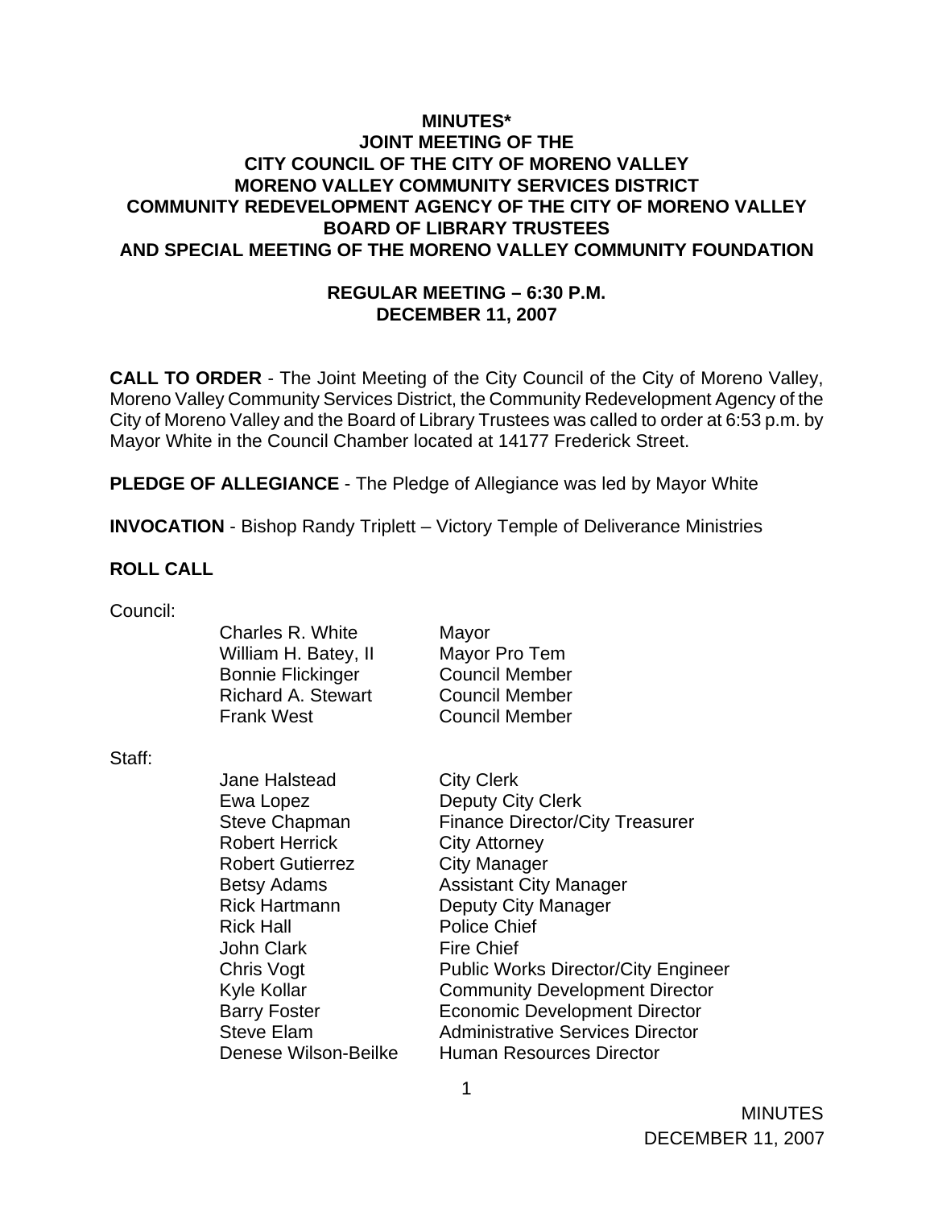**MINUTES***
**JOINT MEETING OF THE**
**CITY COUNCIL OF THE CITY OF MORENO VALLEY**
**MORENO VALLEY COMMUNITY SERVICES DISTRICT**
**COMMUNITY REDEVELOPMENT AGENCY OF THE CITY OF MORENO VALLEY**
**BOARD OF LIBRARY TRUSTEES**
**AND SPECIAL MEETING OF THE MORENO VALLEY COMMUNITY FOUNDATION**

**REGULAR MEETING – 6:30 P.M.**
**DECEMBER 11, 2007**

**CALL TO ORDER** - The Joint Meeting of the City Council of the City of Moreno Valley, Moreno Valley Community Services District, the Community Redevelopment Agency of the City of Moreno Valley and the Board of Library Trustees was called to order at 6:53 p.m. by Mayor White in the Council Chamber located at 14177 Frederick Street.

**PLEDGE OF ALLEGIANCE** - The Pledge of Allegiance was led by Mayor White

**INVOCATION** - Bishop Randy Triplett – Victory Temple of Deliverance Ministries

**ROLL CALL**

Council:

| | |
|---|---|
| Charles R. White | Mayor |
| William H. Batey, II | Mayor Pro Tem |
| Bonnie Flickinger | Council Member |
| Richard A. Stewart | Council Member |
| Frank West | Council Member |

Staff:

| | |
|---|---|
| Jane Halstead | City Clerk |
| Ewa Lopez | Deputy City Clerk |
| Steve Chapman | Finance Director/City Treasurer |
| Robert Herrick | City Attorney |
| Robert Gutierrez | City Manager |
| Betsy Adams | Assistant City Manager |
| Rick Hartmann | Deputy City Manager |
| Rick Hall | Police Chief |
| John Clark | Fire Chief |
| Chris Vogt | Public Works Director/City Engineer |
| Kyle Kollar | Community Development Director |
| Barry Foster | Economic Development Director |
| Steve Elam | Administrative Services Director |
| Denese Wilson-Beilke | Human Resources Director |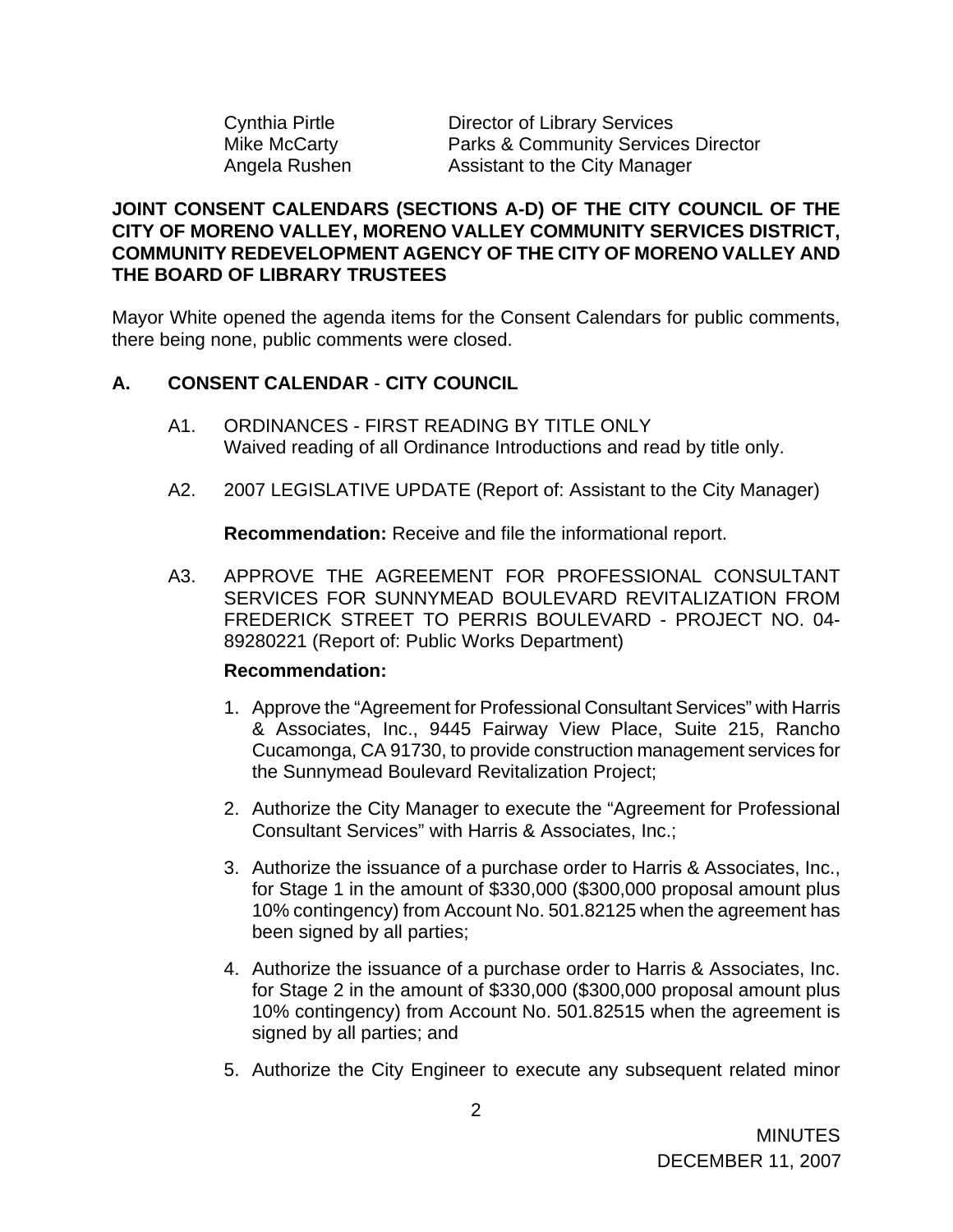| | |
|---|---|
| Cynthia Pirtle | Director of Library Services |
| Mike McCarty | Parks & Community Services Director |
| Angela Rushen | Assistant to the City Manager |

**JOINT CONSENT CALENDARS (SECTIONS A-D) OF THE CITY COUNCIL OF THE CITY OF MORENO VALLEY, MORENO VALLEY COMMUNITY SERVICES DISTRICT, COMMUNITY REDEVELOPMENT AGENCY OF THE CITY OF MORENO VALLEY AND THE BOARD OF LIBRARY TRUSTEES**

Mayor White opened the agenda items for the Consent Calendars for public comments, there being none, public comments were closed.

## A. CONSENT CALENDAR - CITY COUNCIL

A1. ORDINANCES - FIRST READING BY TITLE ONLY
Waived reading of all Ordinance Introductions and read by title only.

A2. 2007 LEGISLATIVE UPDATE (Report of: Assistant to the City Manager)

**Recommendation:** Receive and file the informational report.

A3. APPROVE THE AGREEMENT FOR PROFESSIONAL CONSULTANT SERVICES FOR SUNNYMEAD BOULEVARD REVITALIZATION FROM FREDERICK STREET TO PERRIS BOULEVARD - PROJECT NO. 04-89280221 (Report of: Public Works Department)

**Recommendation:**

1. Approve the "Agreement for Professional Consultant Services" with Harris & Associates, Inc., 9445 Fairway View Place, Suite 215, Rancho Cucamonga, CA 91730, to provide construction management services for the Sunnymead Boulevard Revitalization Project;

2. Authorize the City Manager to execute the "Agreement for Professional Consultant Services" with Harris & Associates, Inc.;

3. Authorize the issuance of a purchase order to Harris & Associates, Inc., for Stage 1 in the amount of $330,000 ($300,000 proposal amount plus 10% contingency) from Account No. 501.82125 when the agreement has been signed by all parties;

4. Authorize the issuance of a purchase order to Harris & Associates, Inc. for Stage 2 in the amount of $330,000 ($300,000 proposal amount plus 10% contingency) from Account No. 501.82515 when the agreement is signed by all parties; and

5. Authorize the City Engineer to execute any subsequent related minor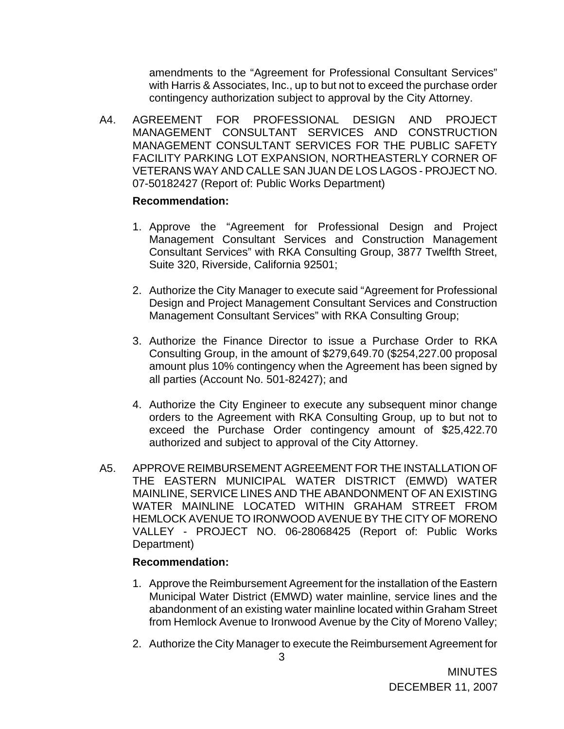amendments to the "Agreement for Professional Consultant Services" with Harris & Associates, Inc., up to but not to exceed the purchase order contingency authorization subject to approval by the City Attorney.

A4. AGREEMENT FOR PROFESSIONAL DESIGN AND PROJECT MANAGEMENT CONSULTANT SERVICES AND CONSTRUCTION MANAGEMENT CONSULTANT SERVICES FOR THE PUBLIC SAFETY FACILITY PARKING LOT EXPANSION, NORTHEASTERLY CORNER OF VETERANS WAY AND CALLE SAN JUAN DE LOS LAGOS - PROJECT NO. 07-50182427 (Report of: Public Works Department)

**Recommendation:**

1. Approve the "Agreement for Professional Design and Project Management Consultant Services and Construction Management Consultant Services" with RKA Consulting Group, 3877 Twelfth Street, Suite 320, Riverside, California 92501;

2. Authorize the City Manager to execute said "Agreement for Professional Design and Project Management Consultant Services and Construction Management Consultant Services" with RKA Consulting Group;

3. Authorize the Finance Director to issue a Purchase Order to RKA Consulting Group, in the amount of $279,649.70 ($254,227.00 proposal amount plus 10% contingency when the Agreement has been signed by all parties (Account No. 501-82427); and

4. Authorize the City Engineer to execute any subsequent minor change orders to the Agreement with RKA Consulting Group, up to but not to exceed the Purchase Order contingency amount of $25,422.70 authorized and subject to approval of the City Attorney.

A5. APPROVE REIMBURSEMENT AGREEMENT FOR THE INSTALLATION OF THE EASTERN MUNICIPAL WATER DISTRICT (EMWD) WATER MAINLINE, SERVICE LINES AND THE ABANDONMENT OF AN EXISTING WATER MAINLINE LOCATED WITHIN GRAHAM STREET FROM HEMLOCK AVENUE TO IRONWOOD AVENUE BY THE CITY OF MORENO VALLEY - PROJECT NO. 06-28068425 (Report of: Public Works Department)

**Recommendation:**

1. Approve the Reimbursement Agreement for the installation of the Eastern Municipal Water District (EMWD) water mainline, service lines and the abandonment of an existing water mainline located within Graham Street from Hemlock Avenue to Ironwood Avenue by the City of Moreno Valley;

2. Authorize the City Manager to execute the Reimbursement Agreement for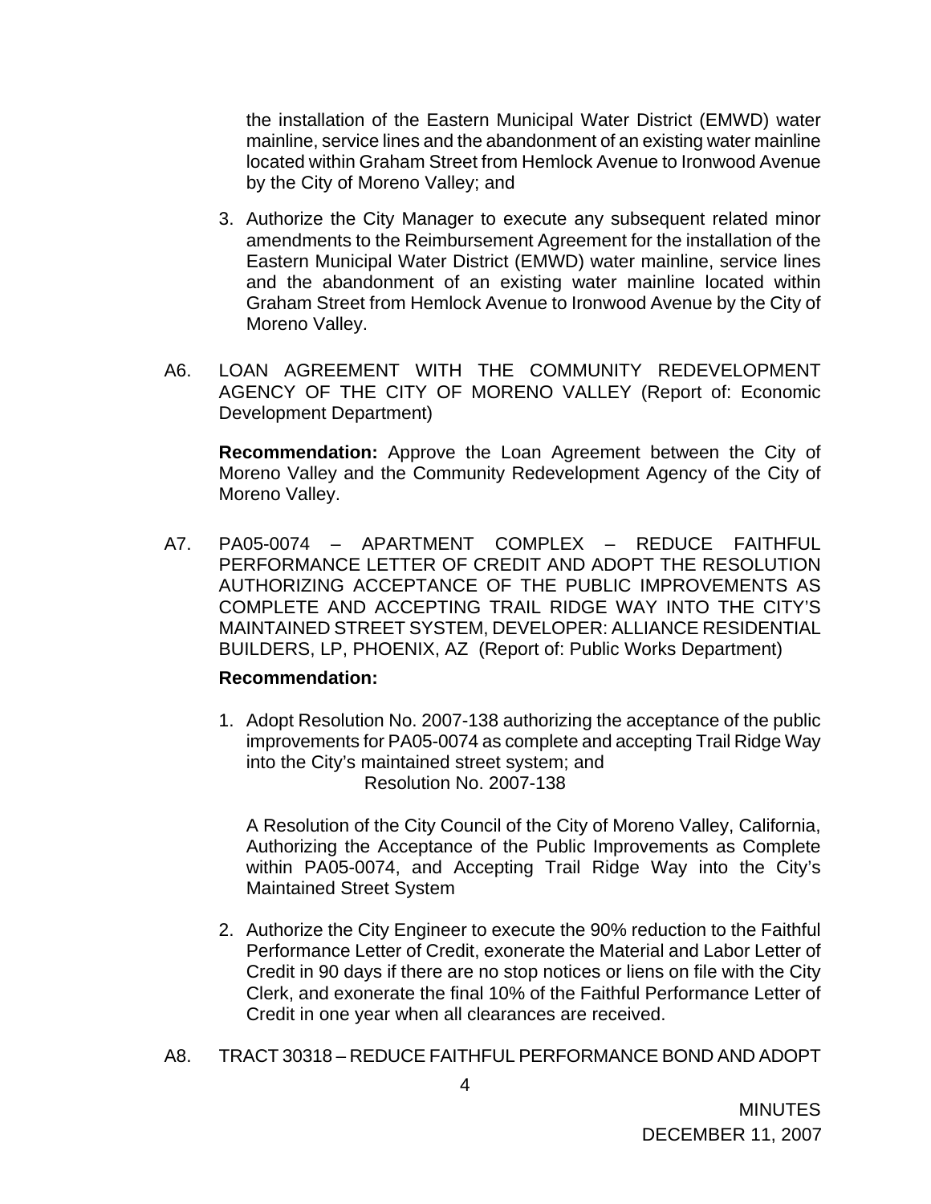the installation of the Eastern Municipal Water District (EMWD) water mainline, service lines and the abandonment of an existing water mainline located within Graham Street from Hemlock Avenue to Ironwood Avenue by the City of Moreno Valley; and

3. Authorize the City Manager to execute any subsequent related minor amendments to the Reimbursement Agreement for the installation of the Eastern Municipal Water District (EMWD) water mainline, service lines and the abandonment of an existing water mainline located within Graham Street from Hemlock Avenue to Ironwood Avenue by the City of Moreno Valley.

A6. LOAN AGREEMENT WITH THE COMMUNITY REDEVELOPMENT AGENCY OF THE CITY OF MORENO VALLEY (Report of: Economic Development Department)

**Recommendation:** Approve the Loan Agreement between the City of Moreno Valley and the Community Redevelopment Agency of the City of Moreno Valley.

A7. PA05-0074 – APARTMENT COMPLEX – REDUCE FAITHFUL PERFORMANCE LETTER OF CREDIT AND ADOPT THE RESOLUTION AUTHORIZING ACCEPTANCE OF THE PUBLIC IMPROVEMENTS AS COMPLETE AND ACCEPTING TRAIL RIDGE WAY INTO THE CITY'S MAINTAINED STREET SYSTEM, DEVELOPER: ALLIANCE RESIDENTIAL BUILDERS, LP, PHOENIX, AZ (Report of: Public Works Department)

**Recommendation:**

1. Adopt Resolution No. 2007-138 authorizing the acceptance of the public improvements for PA05-0074 as complete and accepting Trail Ridge Way into the City's maintained street system; and

   Resolution No. 2007-138

   A Resolution of the City Council of the City of Moreno Valley, California, Authorizing the Acceptance of the Public Improvements as Complete within PA05-0074, and Accepting Trail Ridge Way into the City's Maintained Street System

2. Authorize the City Engineer to execute the 90% reduction to the Faithful Performance Letter of Credit, exonerate the Material and Labor Letter of Credit in 90 days if there are no stop notices or liens on file with the City Clerk, and exonerate the final 10% of the Faithful Performance Letter of Credit in one year when all clearances are received.

A8. TRACT 30318 – REDUCE FAITHFUL PERFORMANCE BOND AND ADOPT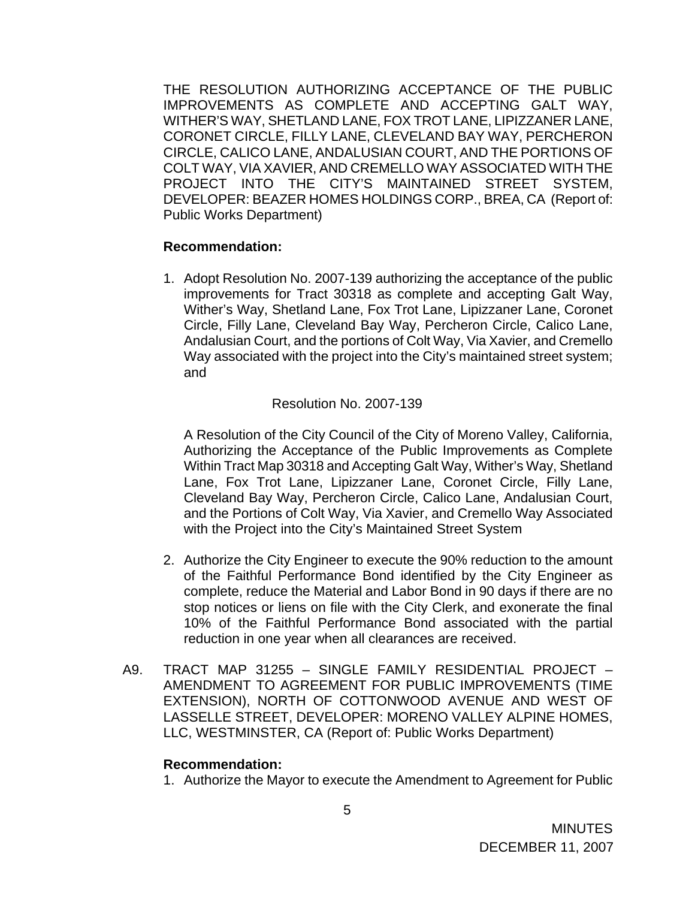THE RESOLUTION AUTHORIZING ACCEPTANCE OF THE PUBLIC IMPROVEMENTS AS COMPLETE AND ACCEPTING GALT WAY, WITHER'S WAY, SHETLAND LANE, FOX TROT LANE, LIPIZZANER LANE, CORONET CIRCLE, FILLY LANE, CLEVELAND BAY WAY, PERCHERON CIRCLE, CALICO LANE, ANDALUSIAN COURT, AND THE PORTIONS OF COLT WAY, VIA XAVIER, AND CREMELLO WAY ASSOCIATED WITH THE PROJECT INTO THE CITY'S MAINTAINED STREET SYSTEM, DEVELOPER: BEAZER HOMES HOLDINGS CORP., BREA, CA (Report of: Public Works Department)

**Recommendation:**

1. Adopt Resolution No. 2007-139 authorizing the acceptance of the public improvements for Tract 30318 as complete and accepting Galt Way, Wither's Way, Shetland Lane, Fox Trot Lane, Lipizzaner Lane, Coronet Circle, Filly Lane, Cleveland Bay Way, Percheron Circle, Calico Lane, Andalusian Court, and the portions of Colt Way, Via Xavier, and Cremello Way associated with the project into the City's maintained street system; and

   Resolution No. 2007-139

   A Resolution of the City Council of the City of Moreno Valley, California, Authorizing the Acceptance of the Public Improvements as Complete Within Tract Map 30318 and Accepting Galt Way, Wither's Way, Shetland Lane, Fox Trot Lane, Lipizzaner Lane, Coronet Circle, Filly Lane, Cleveland Bay Way, Percheron Circle, Calico Lane, Andalusian Court, and the Portions of Colt Way, Via Xavier, and Cremello Way Associated with the Project into the City's Maintained Street System

2. Authorize the City Engineer to execute the 90% reduction to the amount of the Faithful Performance Bond identified by the City Engineer as complete, reduce the Material and Labor Bond in 90 days if there are no stop notices or liens on file with the City Clerk, and exonerate the final 10% of the Faithful Performance Bond associated with the partial reduction in one year when all clearances are received.

A9. TRACT MAP 31255 – SINGLE FAMILY RESIDENTIAL PROJECT – AMENDMENT TO AGREEMENT FOR PUBLIC IMPROVEMENTS (TIME EXTENSION), NORTH OF COTTONWOOD AVENUE AND WEST OF LASSELLE STREET, DEVELOPER: MORENO VALLEY ALPINE HOMES, LLC, WESTMINSTER, CA (Report of: Public Works Department)

**Recommendation:**

1. Authorize the Mayor to execute the Amendment to Agreement for Public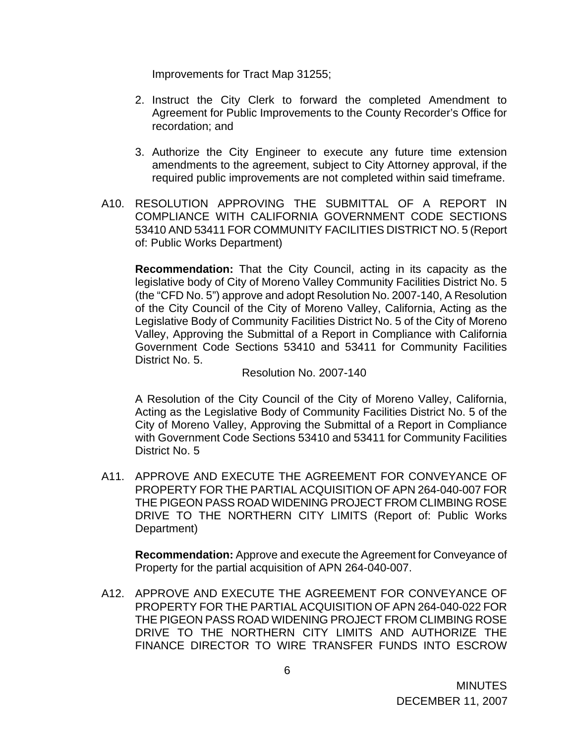Improvements for Tract Map 31255;

2. Instruct the City Clerk to forward the completed Amendment to Agreement for Public Improvements to the County Recorder's Office for recordation; and

3. Authorize the City Engineer to execute any future time extension amendments to the agreement, subject to City Attorney approval, if the required public improvements are not completed within said timeframe.

A10. RESOLUTION APPROVING THE SUBMITTAL OF A REPORT IN COMPLIANCE WITH CALIFORNIA GOVERNMENT CODE SECTIONS 53410 AND 53411 FOR COMMUNITY FACILITIES DISTRICT NO. 5 (Report of: Public Works Department)

**Recommendation:** That the City Council, acting in its capacity as the legislative body of City of Moreno Valley Community Facilities District No. 5 (the "CFD No. 5") approve and adopt Resolution No. 2007-140, A Resolution of the City Council of the City of Moreno Valley, California, Acting as the Legislative Body of Community Facilities District No. 5 of the City of Moreno Valley, Approving the Submittal of a Report in Compliance with California Government Code Sections 53410 and 53411 for Community Facilities District No. 5.

Resolution No. 2007-140

A Resolution of the City Council of the City of Moreno Valley, California, Acting as the Legislative Body of Community Facilities District No. 5 of the City of Moreno Valley, Approving the Submittal of a Report in Compliance with Government Code Sections 53410 and 53411 for Community Facilities District No. 5

A11. APPROVE AND EXECUTE THE AGREEMENT FOR CONVEYANCE OF PROPERTY FOR THE PARTIAL ACQUISITION OF APN 264-040-007 FOR THE PIGEON PASS ROAD WIDENING PROJECT FROM CLIMBING ROSE DRIVE TO THE NORTHERN CITY LIMITS (Report of: Public Works Department)

**Recommendation:** Approve and execute the Agreement for Conveyance of Property for the partial acquisition of APN 264-040-007.

A12. APPROVE AND EXECUTE THE AGREEMENT FOR CONVEYANCE OF PROPERTY FOR THE PARTIAL ACQUISITION OF APN 264-040-022 FOR THE PIGEON PASS ROAD WIDENING PROJECT FROM CLIMBING ROSE DRIVE TO THE NORTHERN CITY LIMITS AND AUTHORIZE THE FINANCE DIRECTOR TO WIRE TRANSFER FUNDS INTO ESCROW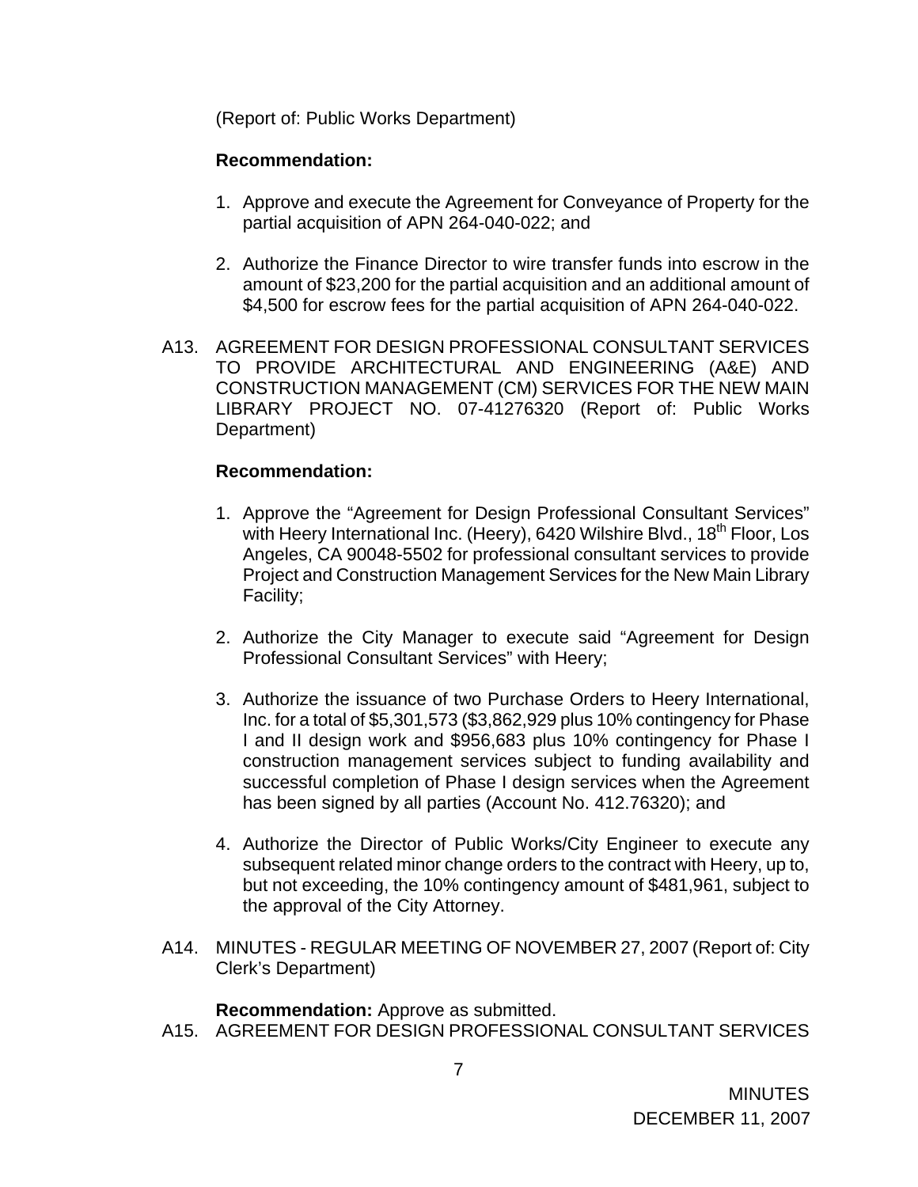(Report of: Public Works Department)

**Recommendation:**

1. Approve and execute the Agreement for Conveyance of Property for the partial acquisition of APN 264-040-022; and

2. Authorize the Finance Director to wire transfer funds into escrow in the amount of $23,200 for the partial acquisition and an additional amount of $4,500 for escrow fees for the partial acquisition of APN 264-040-022.

A13. AGREEMENT FOR DESIGN PROFESSIONAL CONSULTANT SERVICES TO PROVIDE ARCHITECTURAL AND ENGINEERING (A&E) AND CONSTRUCTION MANAGEMENT (CM) SERVICES FOR THE NEW MAIN LIBRARY PROJECT NO. 07-41276320 (Report of: Public Works Department)

**Recommendation:**

1. Approve the "Agreement for Design Professional Consultant Services" with Heery International Inc. (Heery), 6420 Wilshire Blvd., 18th Floor, Los Angeles, CA 90048-5502 for professional consultant services to provide Project and Construction Management Services for the New Main Library Facility;

2. Authorize the City Manager to execute said "Agreement for Design Professional Consultant Services" with Heery;

3. Authorize the issuance of two Purchase Orders to Heery International, Inc. for a total of $5,301,573 ($3,862,929 plus 10% contingency for Phase I and II design work and $956,683 plus 10% contingency for Phase I construction management services subject to funding availability and successful completion of Phase I design services when the Agreement has been signed by all parties (Account No. 412.76320); and

4. Authorize the Director of Public Works/City Engineer to execute any subsequent related minor change orders to the contract with Heery, up to, but not exceeding, the 10% contingency amount of $481,961, subject to the approval of the City Attorney.

A14. MINUTES - REGULAR MEETING OF NOVEMBER 27, 2007 (Report of: City Clerk's Department)

**Recommendation:** Approve as submitted.

A15. AGREEMENT FOR DESIGN PROFESSIONAL CONSULTANT SERVICES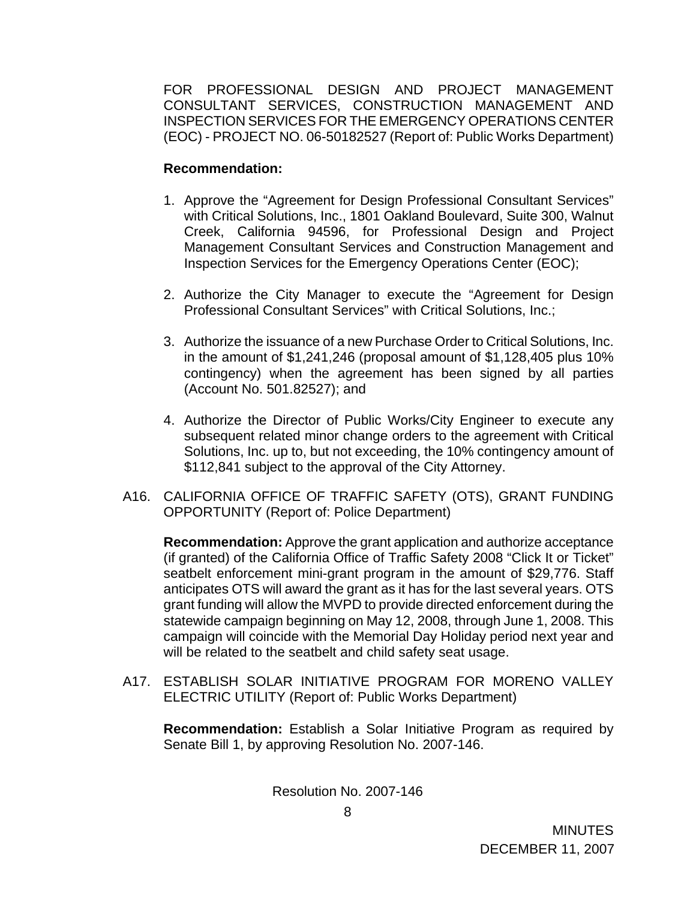FOR PROFESSIONAL DESIGN AND PROJECT MANAGEMENT CONSULTANT SERVICES, CONSTRUCTION MANAGEMENT AND INSPECTION SERVICES FOR THE EMERGENCY OPERATIONS CENTER (EOC) - PROJECT NO. 06-50182527 (Report of: Public Works Department)

**Recommendation:**

1. Approve the “Agreement for Design Professional Consultant Services” with Critical Solutions, Inc., 1801 Oakland Boulevard, Suite 300, Walnut Creek, California 94596, for Professional Design and Project Management Consultant Services and Construction Management and Inspection Services for the Emergency Operations Center (EOC);

2. Authorize the City Manager to execute the “Agreement for Design Professional Consultant Services” with Critical Solutions, Inc.;

3. Authorize the issuance of a new Purchase Order to Critical Solutions, Inc. in the amount of $1,241,246 (proposal amount of $1,128,405 plus 10% contingency) when the agreement has been signed by all parties (Account No. 501.82527); and

4. Authorize the Director of Public Works/City Engineer to execute any subsequent related minor change orders to the agreement with Critical Solutions, Inc. up to, but not exceeding, the 10% contingency amount of $112,841 subject to the approval of the City Attorney.

A16. CALIFORNIA OFFICE OF TRAFFIC SAFETY (OTS), GRANT FUNDING OPPORTUNITY (Report of: Police Department)

**Recommendation:** Approve the grant application and authorize acceptance (if granted) of the California Office of Traffic Safety 2008 “Click It or Ticket” seatbelt enforcement mini-grant program in the amount of $29,776. Staff anticipates OTS will award the grant as it has for the last several years. OTS grant funding will allow the MVPD to provide directed enforcement during the statewide campaign beginning on May 12, 2008, through June 1, 2008. This campaign will coincide with the Memorial Day Holiday period next year and will be related to the seatbelt and child safety seat usage.

A17. ESTABLISH SOLAR INITIATIVE PROGRAM FOR MORENO VALLEY ELECTRIC UTILITY (Report of: Public Works Department)

**Recommendation:** Establish a Solar Initiative Program as required by Senate Bill 1, by approving Resolution No. 2007-146.

Resolution No. 2007-146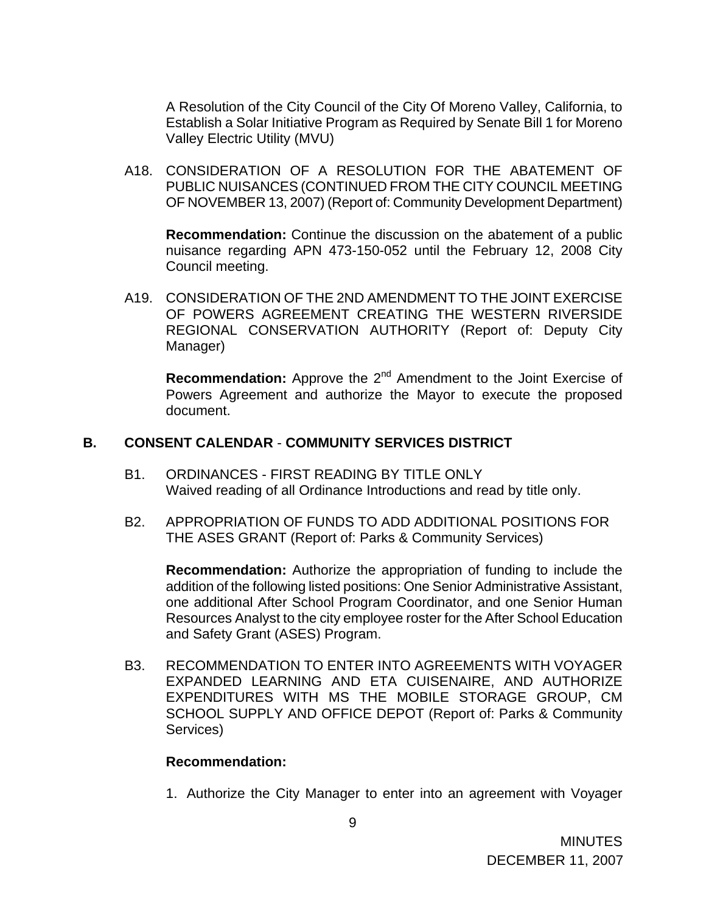A Resolution of the City Council of the City Of Moreno Valley, California, to Establish a Solar Initiative Program as Required by Senate Bill 1 for Moreno Valley Electric Utility (MVU)

A18. CONSIDERATION OF A RESOLUTION FOR THE ABATEMENT OF PUBLIC NUISANCES (CONTINUED FROM THE CITY COUNCIL MEETING OF NOVEMBER 13, 2007) (Report of: Community Development Department)

**Recommendation:** Continue the discussion on the abatement of a public nuisance regarding APN 473-150-052 until the February 12, 2008 City Council meeting.

A19. CONSIDERATION OF THE 2ND AMENDMENT TO THE JOINT EXERCISE OF POWERS AGREEMENT CREATING THE WESTERN RIVERSIDE REGIONAL CONSERVATION AUTHORITY (Report of: Deputy City Manager)

**Recommendation:** Approve the 2nd Amendment to the Joint Exercise of Powers Agreement and authorize the Mayor to execute the proposed document.

## B. CONSENT CALENDAR - COMMUNITY SERVICES DISTRICT

B1. ORDINANCES - FIRST READING BY TITLE ONLY
Waived reading of all Ordinance Introductions and read by title only.

B2. APPROPRIATION OF FUNDS TO ADD ADDITIONAL POSITIONS FOR THE ASES GRANT (Report of: Parks & Community Services)

**Recommendation:** Authorize the appropriation of funding to include the addition of the following listed positions: One Senior Administrative Assistant, one additional After School Program Coordinator, and one Senior Human Resources Analyst to the city employee roster for the After School Education and Safety Grant (ASES) Program.

B3. RECOMMENDATION TO ENTER INTO AGREEMENTS WITH VOYAGER EXPANDED LEARNING AND ETA CUISENAIRE, AND AUTHORIZE EXPENDITURES WITH MS THE MOBILE STORAGE GROUP, CM SCHOOL SUPPLY AND OFFICE DEPOT (Report of: Parks & Community Services)

**Recommendation:**

1. Authorize the City Manager to enter into an agreement with Voyager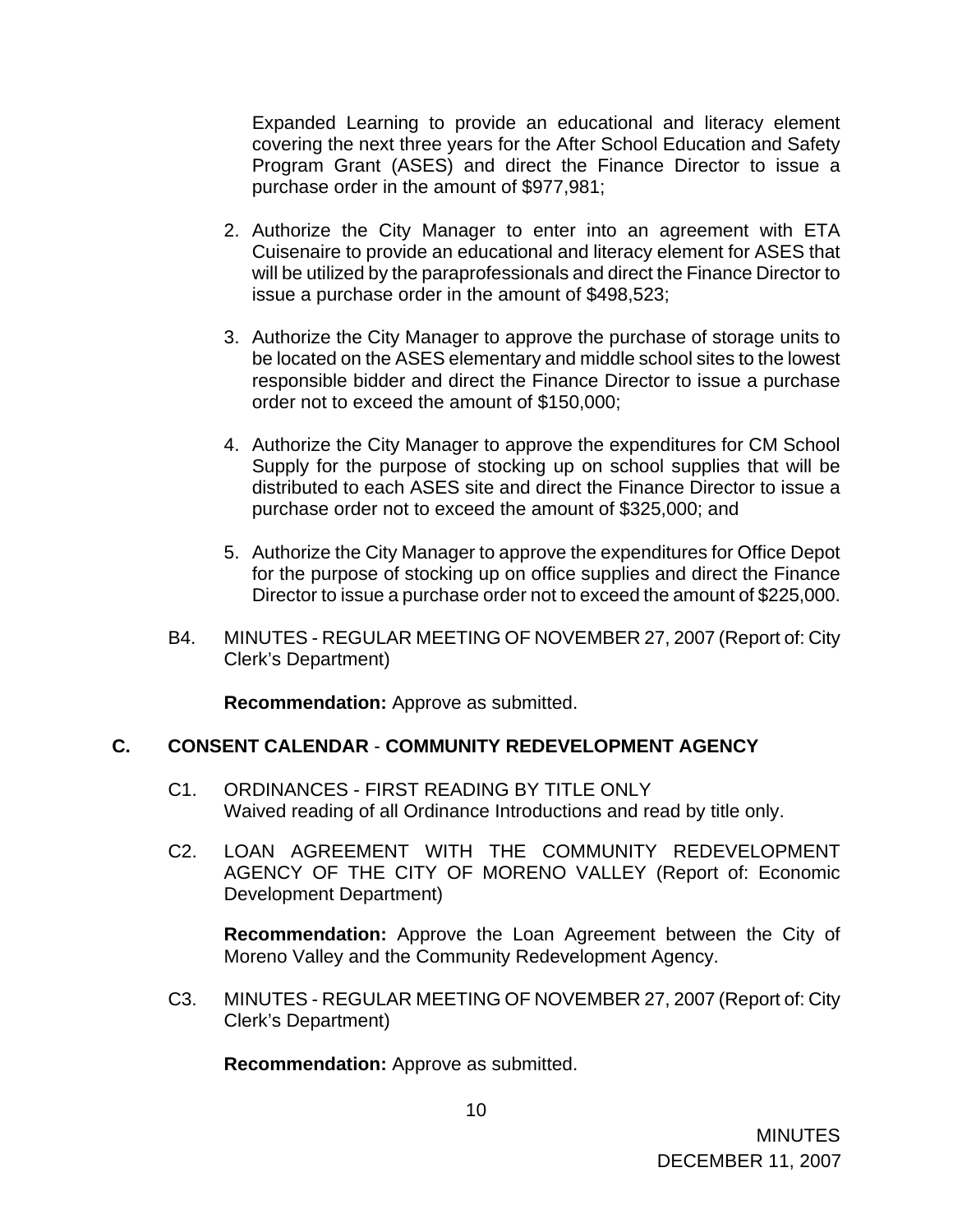Expanded Learning to provide an educational and literacy element covering the next three years for the After School Education and Safety Program Grant (ASES) and direct the Finance Director to issue a purchase order in the amount of $977,981;

2. Authorize the City Manager to enter into an agreement with ETA Cuisenaire to provide an educational and literacy element for ASES that will be utilized by the paraprofessionals and direct the Finance Director to issue a purchase order in the amount of $498,523;

3. Authorize the City Manager to approve the purchase of storage units to be located on the ASES elementary and middle school sites to the lowest responsible bidder and direct the Finance Director to issue a purchase order not to exceed the amount of $150,000;

4. Authorize the City Manager to approve the expenditures for CM School Supply for the purpose of stocking up on school supplies that will be distributed to each ASES site and direct the Finance Director to issue a purchase order not to exceed the amount of $325,000; and

5. Authorize the City Manager to approve the expenditures for Office Depot for the purpose of stocking up on office supplies and direct the Finance Director to issue a purchase order not to exceed the amount of $225,000.

B4. MINUTES - REGULAR MEETING OF NOVEMBER 27, 2007 (Report of: City Clerk's Department)

**Recommendation:** Approve as submitted.

## C. CONSENT CALENDAR - COMMUNITY REDEVELOPMENT AGENCY

C1. ORDINANCES - FIRST READING BY TITLE ONLY
Waived reading of all Ordinance Introductions and read by title only.

C2. LOAN AGREEMENT WITH THE COMMUNITY REDEVELOPMENT AGENCY OF THE CITY OF MORENO VALLEY (Report of: Economic Development Department)

**Recommendation:** Approve the Loan Agreement between the City of Moreno Valley and the Community Redevelopment Agency.

C3. MINUTES - REGULAR MEETING OF NOVEMBER 27, 2007 (Report of: City Clerk's Department)

**Recommendation:** Approve as submitted.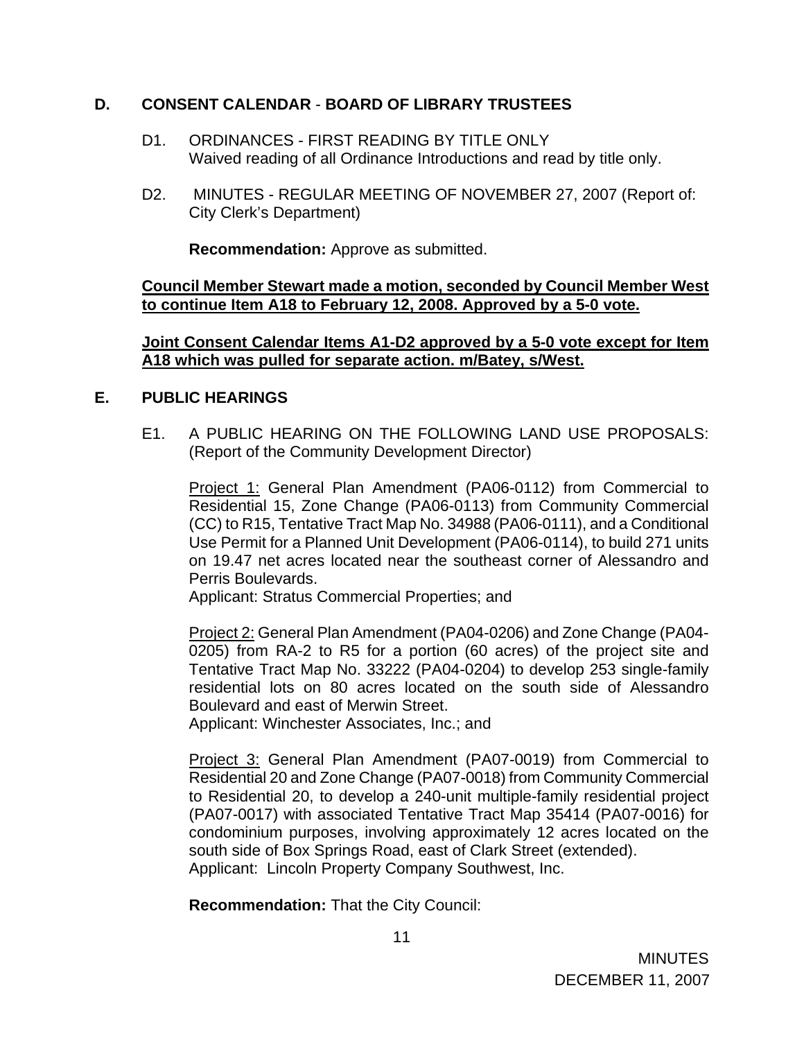## D. CONSENT CALENDAR - BOARD OF LIBRARY TRUSTEES

D1. ORDINANCES - FIRST READING BY TITLE ONLY
Waived reading of all Ordinance Introductions and read by title only.

D2. MINUTES - REGULAR MEETING OF NOVEMBER 27, 2007 (Report of: City Clerk's Department)

**Recommendation:** Approve as submitted.

**Council Member Stewart made a motion, seconded by Council Member West to continue Item A18 to February 12, 2008. Approved by a 5-0 vote.**

**Joint Consent Calendar Items A1-D2 approved by a 5-0 vote except for Item A18 which was pulled for separate action. m/Batey, s/West.**

## E. PUBLIC HEARINGS

E1. A PUBLIC HEARING ON THE FOLLOWING LAND USE PROPOSALS: (Report of the Community Development Director)

Project 1: General Plan Amendment (PA06-0112) from Commercial to Residential 15, Zone Change (PA06-0113) from Community Commercial (CC) to R15, Tentative Tract Map No. 34988 (PA06-0111), and a Conditional Use Permit for a Planned Unit Development (PA06-0114), to build 271 units on 19.47 net acres located near the southeast corner of Alessandro and Perris Boulevards.
Applicant: Stratus Commercial Properties; and

Project 2: General Plan Amendment (PA04-0206) and Zone Change (PA04-0205) from RA-2 to R5 for a portion (60 acres) of the project site and Tentative Tract Map No. 33222 (PA04-0204) to develop 253 single-family residential lots on 80 acres located on the south side of Alessandro Boulevard and east of Merwin Street.
Applicant: Winchester Associates, Inc.; and

Project 3: General Plan Amendment (PA07-0019) from Commercial to Residential 20 and Zone Change (PA07-0018) from Community Commercial to Residential 20, to develop a 240-unit multiple-family residential project (PA07-0017) with associated Tentative Tract Map 35414 (PA07-0016) for condominium purposes, involving approximately 12 acres located on the south side of Box Springs Road, east of Clark Street (extended).
Applicant: Lincoln Property Company Southwest, Inc.

**Recommendation:** That the City Council: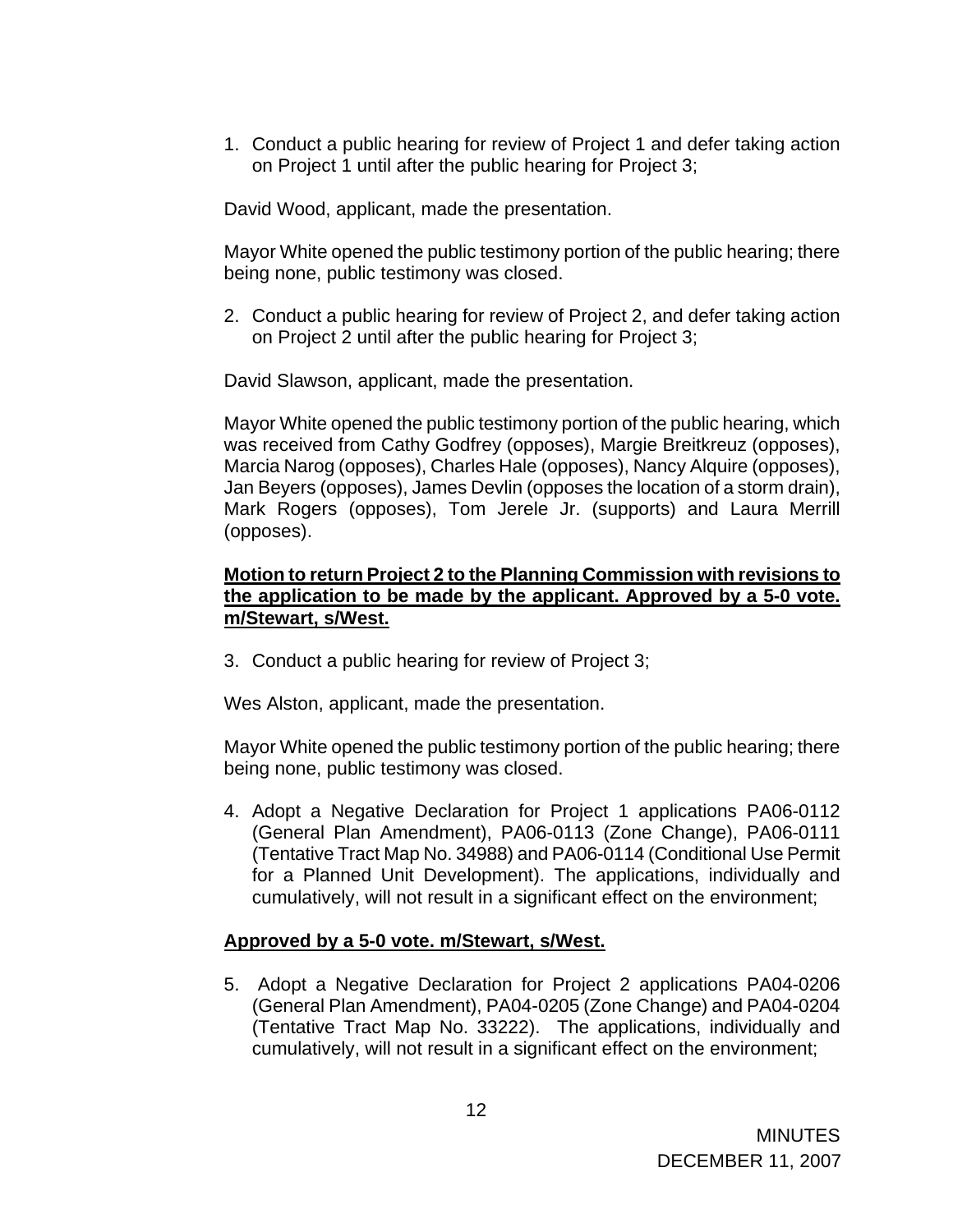1. Conduct a public hearing for review of Project 1 and defer taking action on Project 1 until after the public hearing for Project 3;

David Wood, applicant, made the presentation.

Mayor White opened the public testimony portion of the public hearing; there being none, public testimony was closed.

2. Conduct a public hearing for review of Project 2, and defer taking action on Project 2 until after the public hearing for Project 3;

David Slawson, applicant, made the presentation.

Mayor White opened the public testimony portion of the public hearing, which was received from Cathy Godfrey (opposes), Margie Breitkreuz (opposes), Marcia Narog (opposes), Charles Hale (opposes), Nancy Alquire (opposes), Jan Beyers (opposes), James Devlin (opposes the location of a storm drain), Mark Rogers (opposes), Tom Jerele Jr. (supports) and Laura Merrill (opposes).

**Motion to return Project 2 to the Planning Commission with revisions to the application to be made by the applicant. Approved by a 5-0 vote. m/Stewart, s/West.**

3. Conduct a public hearing for review of Project 3;

Wes Alston, applicant, made the presentation.

Mayor White opened the public testimony portion of the public hearing; there being none, public testimony was closed.

4. Adopt a Negative Declaration for Project 1 applications PA06-0112 (General Plan Amendment), PA06-0113 (Zone Change), PA06-0111 (Tentative Tract Map No. 34988) and PA06-0114 (Conditional Use Permit for a Planned Unit Development). The applications, individually and cumulatively, will not result in a significant effect on the environment;

**Approved by a 5-0 vote. m/Stewart, s/West.**

5. Adopt a Negative Declaration for Project 2 applications PA04-0206 (General Plan Amendment), PA04-0205 (Zone Change) and PA04-0204 (Tentative Tract Map No. 33222). The applications, individually and cumulatively, will not result in a significant effect on the environment;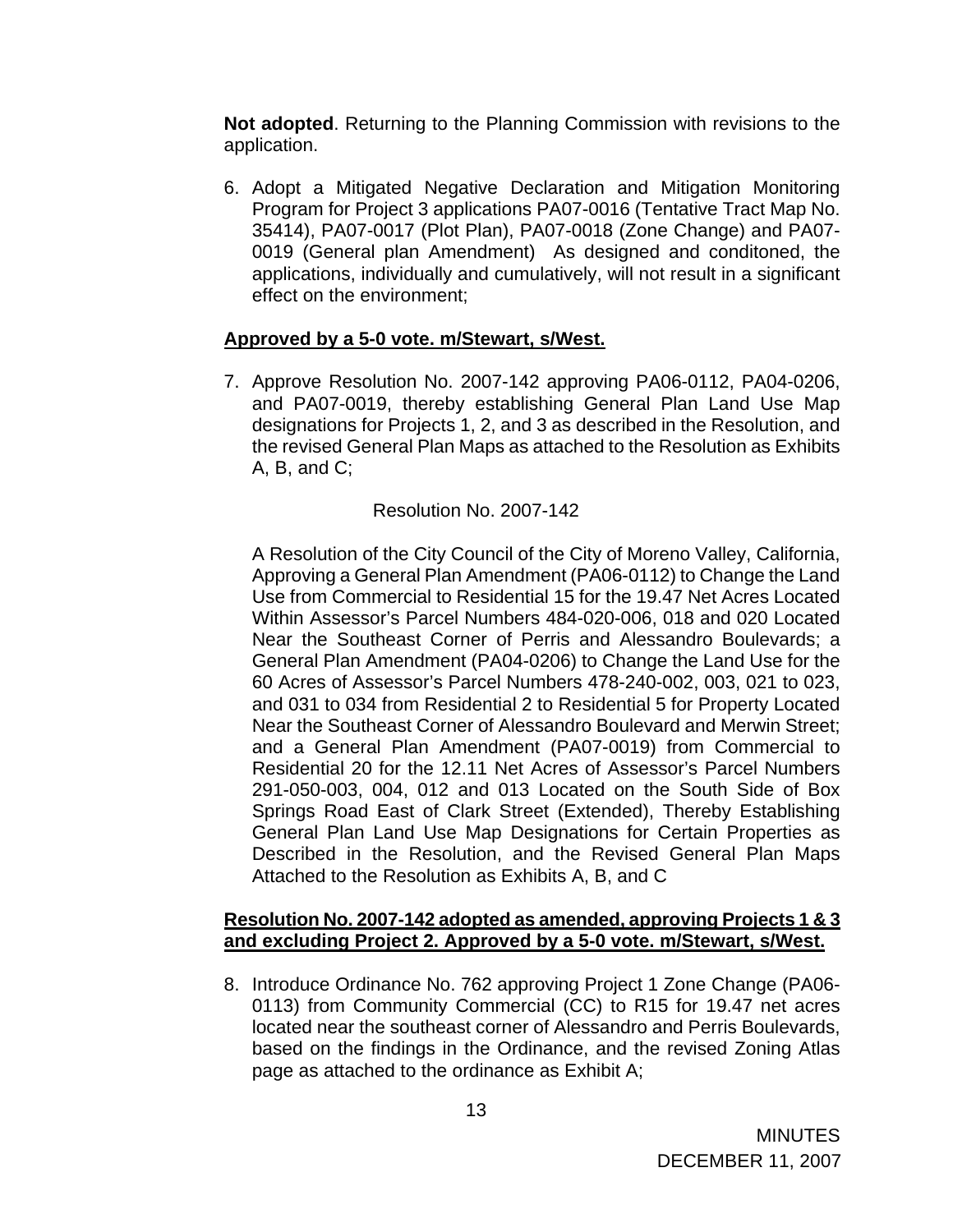**Not adopted**. Returning to the Planning Commission with revisions to the application.

6. Adopt a Mitigated Negative Declaration and Mitigation Monitoring Program for Project 3 applications PA07-0016 (Tentative Tract Map No. 35414), PA07-0017 (Plot Plan), PA07-0018 (Zone Change) and PA07-0019 (General plan Amendment) As designed and conditoned, the applications, individually and cumulatively, will not result in a significant effect on the environment;

**Approved by a 5-0 vote. m/Stewart, s/West.**

7. Approve Resolution No. 2007-142 approving PA06-0112, PA04-0206, and PA07-0019, thereby establishing General Plan Land Use Map designations for Projects 1, 2, and 3 as described in the Resolution, and the revised General Plan Maps as attached to the Resolution as Exhibits A, B, and C;

   Resolution No. 2007-142

   A Resolution of the City Council of the City of Moreno Valley, California, Approving a General Plan Amendment (PA06-0112) to Change the Land Use from Commercial to Residential 15 for the 19.47 Net Acres Located Within Assessor's Parcel Numbers 484-020-006, 018 and 020 Located Near the Southeast Corner of Perris and Alessandro Boulevards; a General Plan Amendment (PA04-0206) to Change the Land Use for the 60 Acres of Assessor's Parcel Numbers 478-240-002, 003, 021 to 023, and 031 to 034 from Residential 2 to Residential 5 for Property Located Near the Southeast Corner of Alessandro Boulevard and Merwin Street; and a General Plan Amendment (PA07-0019) from Commercial to Residential 20 for the 12.11 Net Acres of Assessor's Parcel Numbers 291-050-003, 004, 012 and 013 Located on the South Side of Box Springs Road East of Clark Street (Extended), Thereby Establishing General Plan Land Use Map Designations for Certain Properties as Described in the Resolution, and the Revised General Plan Maps Attached to the Resolution as Exhibits A, B, and C

**Resolution No. 2007-142 adopted as amended, approving Projects 1 & 3 and excluding Project 2. Approved by a 5-0 vote. m/Stewart, s/West.**

8. Introduce Ordinance No. 762 approving Project 1 Zone Change (PA06-0113) from Community Commercial (CC) to R15 for 19.47 net acres located near the southeast corner of Alessandro and Perris Boulevards, based on the findings in the Ordinance, and the revised Zoning Atlas page as attached to the ordinance as Exhibit A;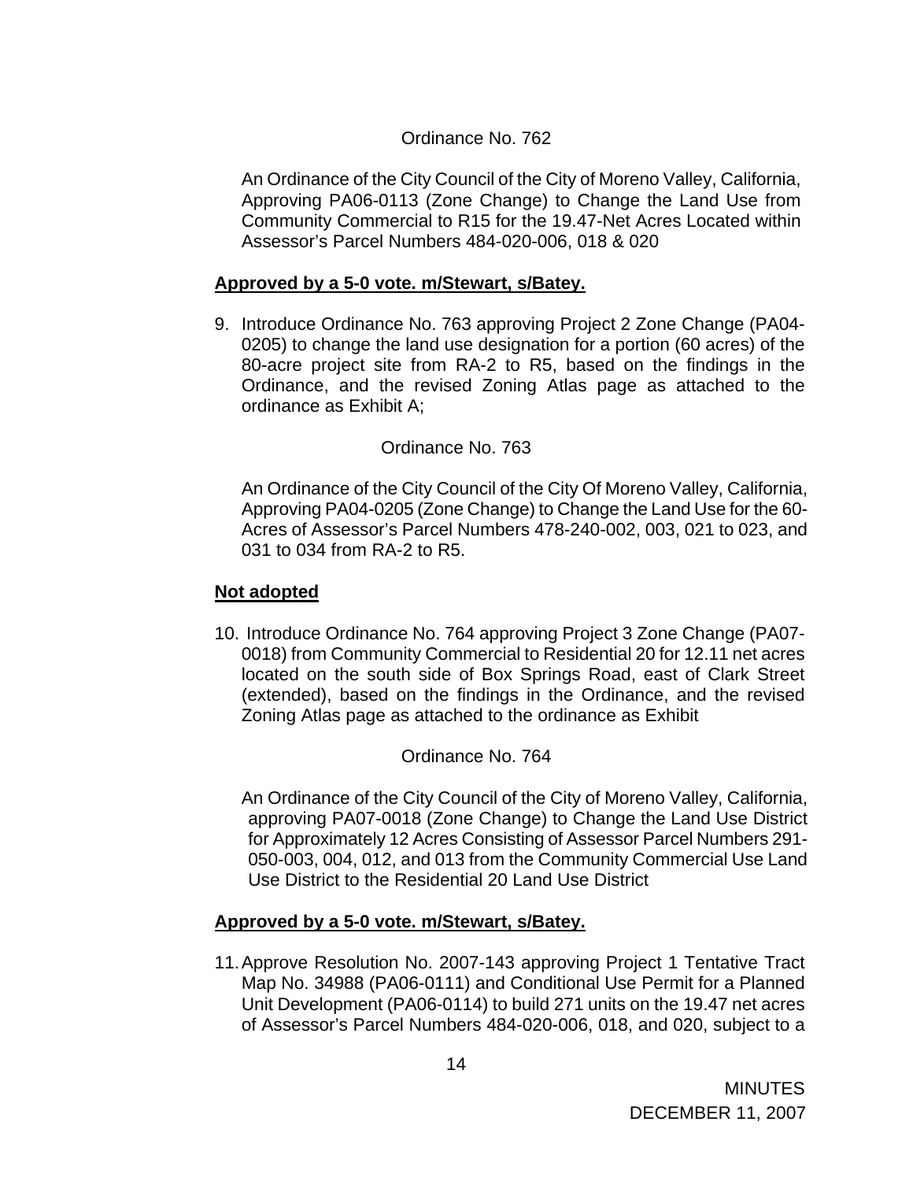Ordinance No. 762

An Ordinance of the City Council of the City of Moreno Valley, California, Approving PA06-0113 (Zone Change) to Change the Land Use from Community Commercial to R15 for the 19.47-Net Acres Located within Assessor's Parcel Numbers 484-020-006, 018 & 020

**Approved by a 5-0 vote. m/Stewart, s/Batey.**

9. Introduce Ordinance No. 763 approving Project 2 Zone Change (PA04-0205) to change the land use designation for a portion (60 acres) of the 80-acre project site from RA-2 to R5, based on the findings in the Ordinance, and the revised Zoning Atlas page as attached to the ordinance as Exhibit A;

Ordinance No. 763

An Ordinance of the City Council of the City Of Moreno Valley, California, Approving PA04-0205 (Zone Change) to Change the Land Use for the 60-Acres of Assessor's Parcel Numbers 478-240-002, 003, 021 to 023, and 031 to 034 from RA-2 to R5.

**Not adopted**

10. Introduce Ordinance No. 764 approving Project 3 Zone Change (PA07-0018) from Community Commercial to Residential 20 for 12.11 net acres located on the south side of Box Springs Road, east of Clark Street (extended), based on the findings in the Ordinance, and the revised Zoning Atlas page as attached to the ordinance as Exhibit

Ordinance No. 764

An Ordinance of the City Council of the City of Moreno Valley, California, approving PA07-0018 (Zone Change) to Change the Land Use District for Approximately 12 Acres Consisting of Assessor Parcel Numbers 291-050-003, 004, 012, and 013 from the Community Commercial Use Land Use District to the Residential 20 Land Use District

**Approved by a 5-0 vote. m/Stewart, s/Batey.**

11. Approve Resolution No. 2007-143 approving Project 1 Tentative Tract Map No. 34988 (PA06-0111) and Conditional Use Permit for a Planned Unit Development (PA06-0114) to build 271 units on the 19.47 net acres of Assessor's Parcel Numbers 484-020-006, 018, and 020, subject to a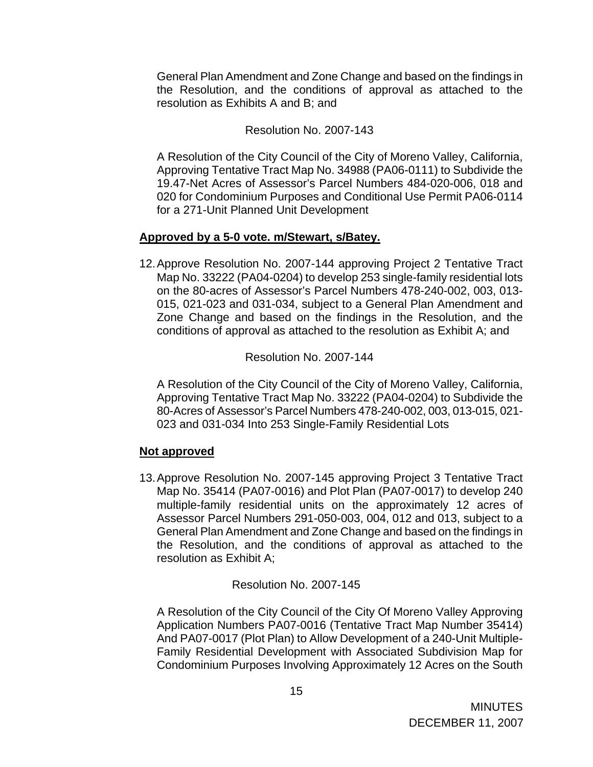General Plan Amendment and Zone Change and based on the findings in the Resolution, and the conditions of approval as attached to the resolution as Exhibits A and B; and

Resolution No. 2007-143

A Resolution of the City Council of the City of Moreno Valley, California, Approving Tentative Tract Map No. 34988 (PA06-0111) to Subdivide the 19.47-Net Acres of Assessor's Parcel Numbers 484-020-006, 018 and 020 for Condominium Purposes and Conditional Use Permit PA06-0114 for a 271-Unit Planned Unit Development

**Approved by a 5-0 vote. m/Stewart, s/Batey.**

12. Approve Resolution No. 2007-144 approving Project 2 Tentative Tract Map No. 33222 (PA04-0204) to develop 253 single-family residential lots on the 80-acres of Assessor's Parcel Numbers 478-240-002, 003, 013-015, 021-023 and 031-034, subject to a General Plan Amendment and Zone Change and based on the findings in the Resolution, and the conditions of approval as attached to the resolution as Exhibit A; and

Resolution No. 2007-144

A Resolution of the City Council of the City of Moreno Valley, California, Approving Tentative Tract Map No. 33222 (PA04-0204) to Subdivide the 80-Acres of Assessor's Parcel Numbers 478-240-002, 003, 013-015, 021-023 and 031-034 Into 253 Single-Family Residential Lots

**Not approved**

13. Approve Resolution No. 2007-145 approving Project 3 Tentative Tract Map No. 35414 (PA07-0016) and Plot Plan (PA07-0017) to develop 240 multiple-family residential units on the approximately 12 acres of Assessor Parcel Numbers 291-050-003, 004, 012 and 013, subject to a General Plan Amendment and Zone Change and based on the findings in the Resolution, and the conditions of approval as attached to the resolution as Exhibit A;

Resolution No. 2007-145

A Resolution of the City Council of the City Of Moreno Valley Approving Application Numbers PA07-0016 (Tentative Tract Map Number 35414) And PA07-0017 (Plot Plan) to Allow Development of a 240-Unit Multiple-Family Residential Development with Associated Subdivision Map for Condominium Purposes Involving Approximately 12 Acres on the South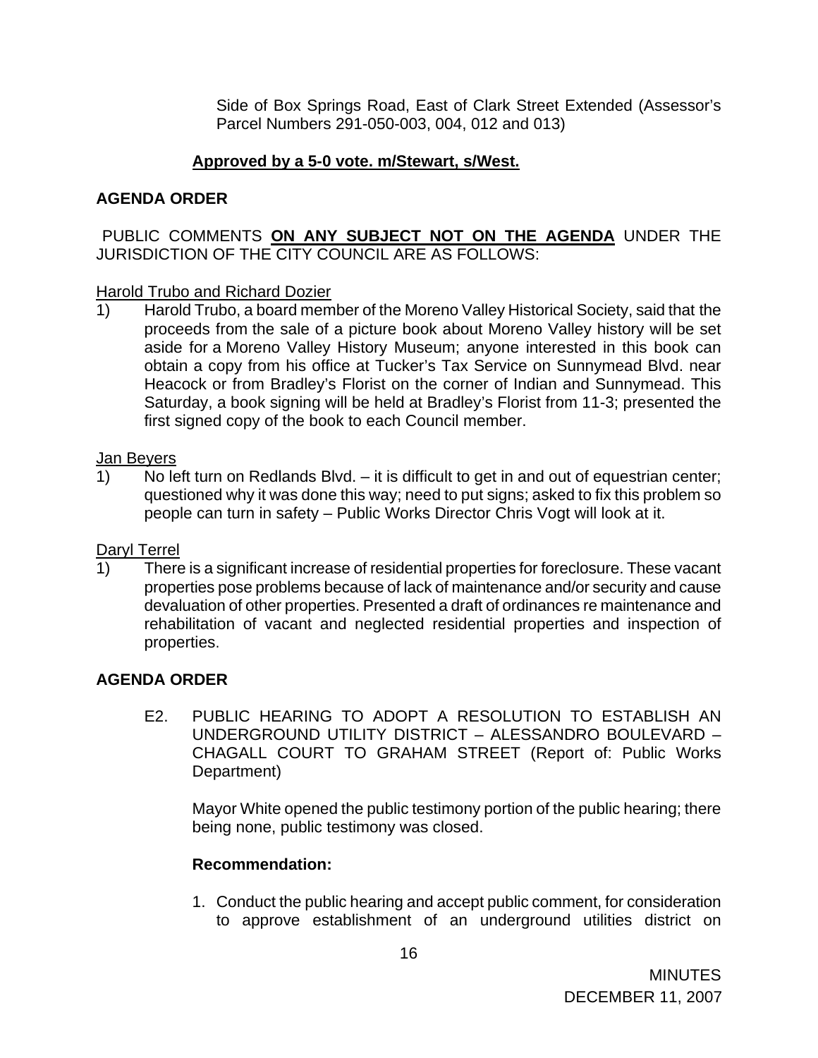Side of Box Springs Road, East of Clark Street Extended (Assessor's Parcel Numbers 291-050-003, 004, 012 and 013)

**Approved by a 5-0 vote. m/Stewart, s/West.**

**AGENDA ORDER**

PUBLIC COMMENTS **ON ANY SUBJECT NOT ON THE AGENDA** UNDER THE JURISDICTION OF THE CITY COUNCIL ARE AS FOLLOWS:

Harold Trubo and Richard Dozier

1) Harold Trubo, a board member of the Moreno Valley Historical Society, said that the proceeds from the sale of a picture book about Moreno Valley history will be set aside for a Moreno Valley History Museum; anyone interested in this book can obtain a copy from his office at Tucker's Tax Service on Sunnymead Blvd. near Heacock or from Bradley's Florist on the corner of Indian and Sunnymead. This Saturday, a book signing will be held at Bradley's Florist from 11-3; presented the first signed copy of the book to each Council member.

Jan Beyers

1) No left turn on Redlands Blvd. – it is difficult to get in and out of equestrian center; questioned why it was done this way; need to put signs; asked to fix this problem so people can turn in safety – Public Works Director Chris Vogt will look at it.

Daryl Terrel

1) There is a significant increase of residential properties for foreclosure. These vacant properties pose problems because of lack of maintenance and/or security and cause devaluation of other properties. Presented a draft of ordinances re maintenance and rehabilitation of vacant and neglected residential properties and inspection of properties.

**AGENDA ORDER**

E2. PUBLIC HEARING TO ADOPT A RESOLUTION TO ESTABLISH AN UNDERGROUND UTILITY DISTRICT – ALESSANDRO BOULEVARD – CHAGALL COURT TO GRAHAM STREET (Report of: Public Works Department)

Mayor White opened the public testimony portion of the public hearing; there being none, public testimony was closed.

**Recommendation:**

1. Conduct the public hearing and accept public comment, for consideration to approve establishment of an underground utilities district on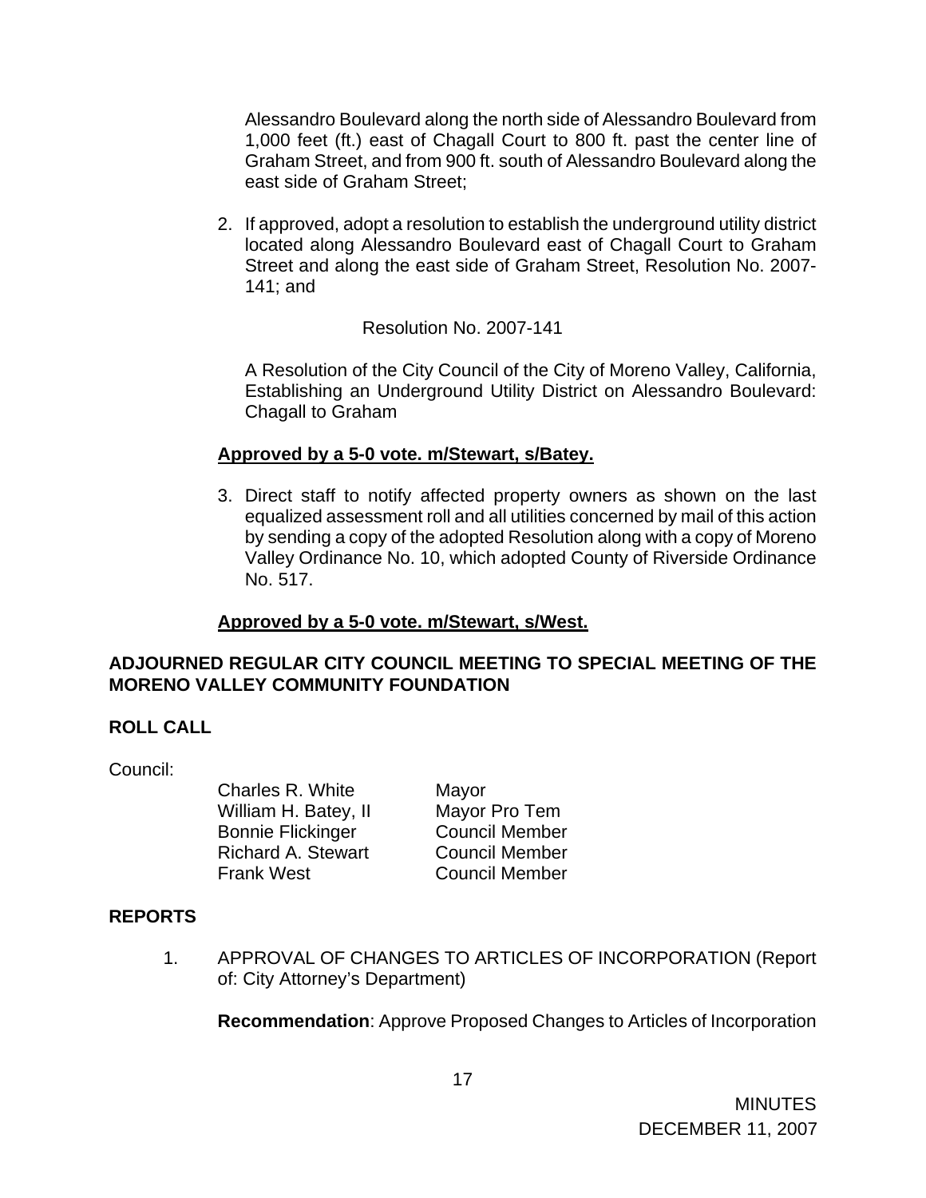Alessandro Boulevard along the north side of Alessandro Boulevard from 1,000 feet (ft.) east of Chagall Court to 800 ft. past the center line of Graham Street, and from 900 ft. south of Alessandro Boulevard along the east side of Graham Street;

2. If approved, adopt a resolution to establish the underground utility district located along Alessandro Boulevard east of Chagall Court to Graham Street and along the east side of Graham Street, Resolution No. 2007-141; and

   Resolution No. 2007-141

   A Resolution of the City Council of the City of Moreno Valley, California, Establishing an Underground Utility District on Alessandro Boulevard: Chagall to Graham

   **Approved by a 5-0 vote. m/Stewart, s/Batey.**

3. Direct staff to notify affected property owners as shown on the last equalized assessment roll and all utilities concerned by mail of this action by sending a copy of the adopted Resolution along with a copy of Moreno Valley Ordinance No. 10, which adopted County of Riverside Ordinance No. 517.

   **Approved by a 5-0 vote. m/Stewart, s/West.**

**ADJOURNED REGULAR CITY COUNCIL MEETING TO SPECIAL MEETING OF THE MORENO VALLEY COMMUNITY FOUNDATION**

**ROLL CALL**

Council:

| | |
|---|---|
| Charles R. White | Mayor |
| William H. Batey, II | Mayor Pro Tem |
| Bonnie Flickinger | Council Member |
| Richard A. Stewart | Council Member |
| Frank West | Council Member |

**REPORTS**

1. APPROVAL OF CHANGES TO ARTICLES OF INCORPORATION (Report of: City Attorney's Department)

   **Recommendation**: Approve Proposed Changes to Articles of Incorporation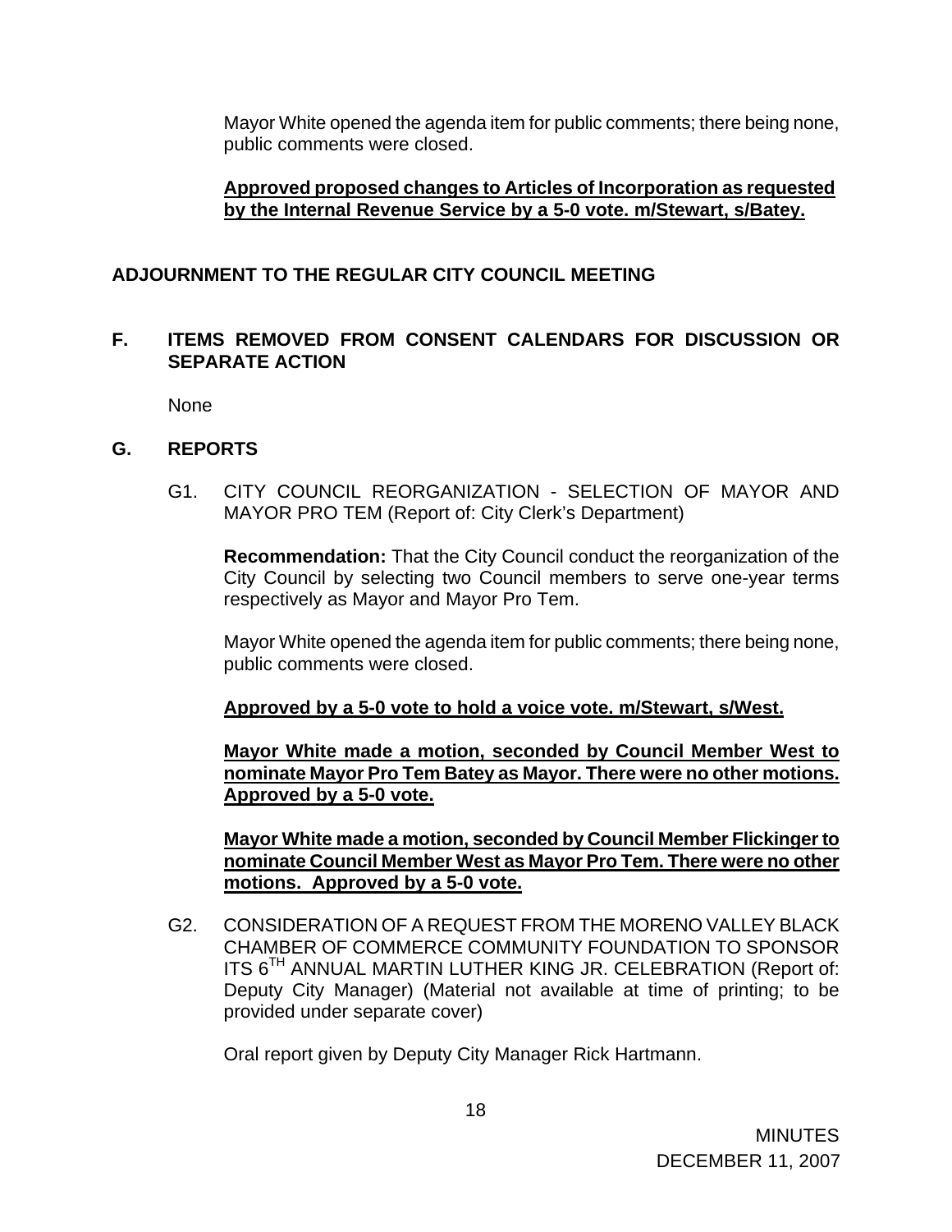Mayor White opened the agenda item for public comments; there being none, public comments were closed.

**Approved proposed changes to Articles of Incorporation as requested by the Internal Revenue Service by a 5-0 vote. m/Stewart, s/Batey.**

## ADJOURNMENT TO THE REGULAR CITY COUNCIL MEETING

## F. ITEMS REMOVED FROM CONSENT CALENDARS FOR DISCUSSION OR SEPARATE ACTION

None

## G. REPORTS

G1. CITY COUNCIL REORGANIZATION - SELECTION OF MAYOR AND MAYOR PRO TEM (Report of: City Clerk's Department)

**Recommendation:** That the City Council conduct the reorganization of the City Council by selecting two Council members to serve one-year terms respectively as Mayor and Mayor Pro Tem.

Mayor White opened the agenda item for public comments; there being none, public comments were closed.

**Approved by a 5-0 vote to hold a voice vote. m/Stewart, s/West.**

**Mayor White made a motion, seconded by Council Member West to nominate Mayor Pro Tem Batey as Mayor. There were no other motions. Approved by a 5-0 vote.**

**Mayor White made a motion, seconded by Council Member Flickinger to nominate Council Member West as Mayor Pro Tem. There were no other motions. Approved by a 5-0 vote.**

G2. CONSIDERATION OF A REQUEST FROM THE MORENO VALLEY BLACK CHAMBER OF COMMERCE COMMUNITY FOUNDATION TO SPONSOR ITS 6TH ANNUAL MARTIN LUTHER KING JR. CELEBRATION (Report of: Deputy City Manager) (Material not available at time of printing; to be provided under separate cover)

Oral report given by Deputy City Manager Rick Hartmann.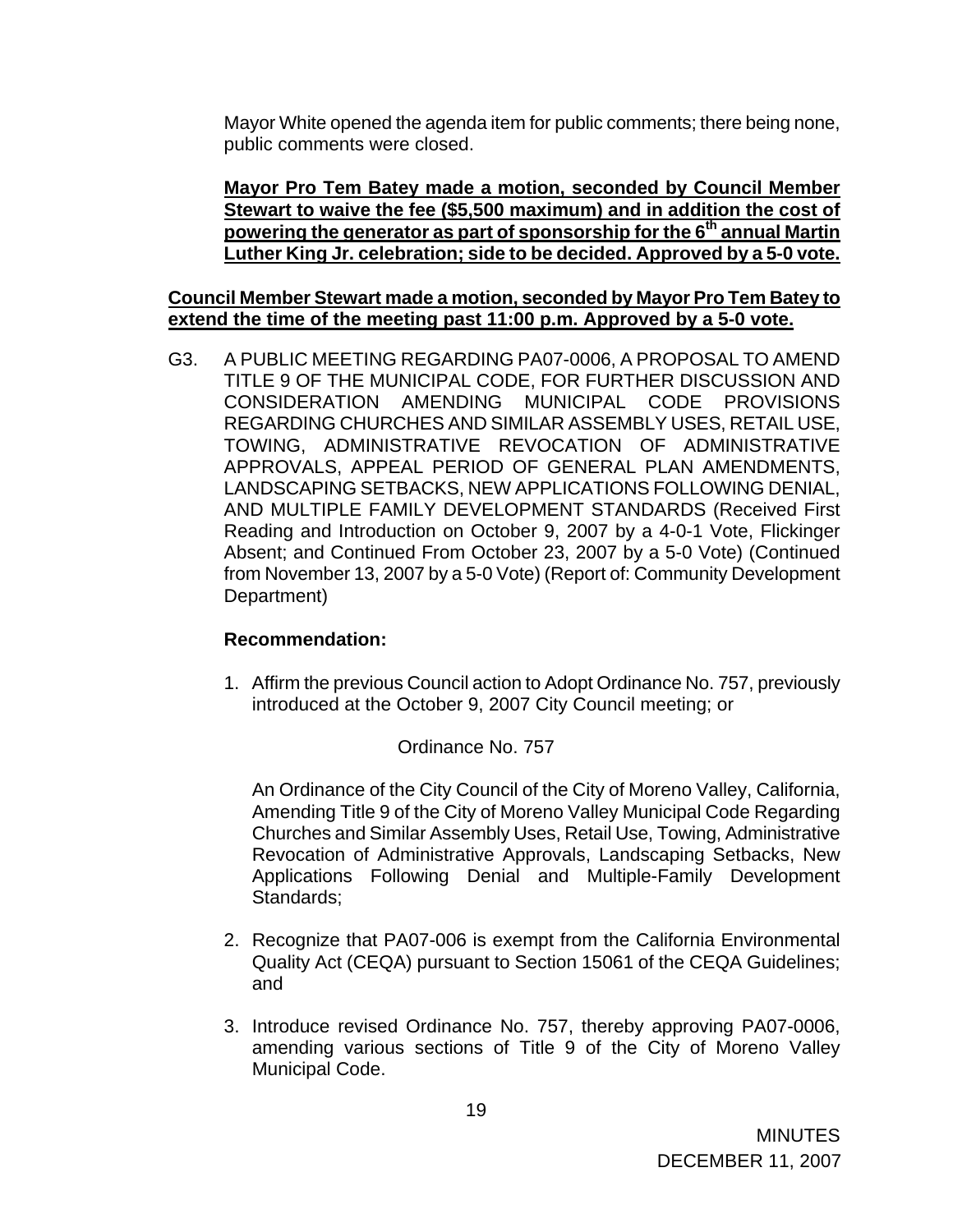Mayor White opened the agenda item for public comments; there being none, public comments were closed.

**Mayor Pro Tem Batey made a motion, seconded by Council Member Stewart to waive the fee ($5,500 maximum) and in addition the cost of powering the generator as part of sponsorship for the 6th annual Martin Luther King Jr. celebration; side to be decided. Approved by a 5-0 vote.**

**Council Member Stewart made a motion, seconded by Mayor Pro Tem Batey to extend the time of the meeting past 11:00 p.m. Approved by a 5-0 vote.**

G3. A PUBLIC MEETING REGARDING PA07-0006, A PROPOSAL TO AMEND TITLE 9 OF THE MUNICIPAL CODE, FOR FURTHER DISCUSSION AND CONSIDERATION AMENDING MUNICIPAL CODE PROVISIONS REGARDING CHURCHES AND SIMILAR ASSEMBLY USES, RETAIL USE, TOWING, ADMINISTRATIVE REVOCATION OF ADMINISTRATIVE APPROVALS, APPEAL PERIOD OF GENERAL PLAN AMENDMENTS, LANDSCAPING SETBACKS, NEW APPLICATIONS FOLLOWING DENIAL, AND MULTIPLE FAMILY DEVELOPMENT STANDARDS (Received First Reading and Introduction on October 9, 2007 by a 4-0-1 Vote, Flickinger Absent; and Continued From October 23, 2007 by a 5-0 Vote) (Continued from November 13, 2007 by a 5-0 Vote) (Report of: Community Development Department)

**Recommendation:**

1. Affirm the previous Council action to Adopt Ordinance No. 757, previously introduced at the October 9, 2007 City Council meeting; or

   Ordinance No. 757

   An Ordinance of the City Council of the City of Moreno Valley, California, Amending Title 9 of the City of Moreno Valley Municipal Code Regarding Churches and Similar Assembly Uses, Retail Use, Towing, Administrative Revocation of Administrative Approvals, Landscaping Setbacks, New Applications Following Denial and Multiple-Family Development Standards;

2. Recognize that PA07-006 is exempt from the California Environmental Quality Act (CEQA) pursuant to Section 15061 of the CEQA Guidelines; and

3. Introduce revised Ordinance No. 757, thereby approving PA07-0006, amending various sections of Title 9 of the City of Moreno Valley Municipal Code.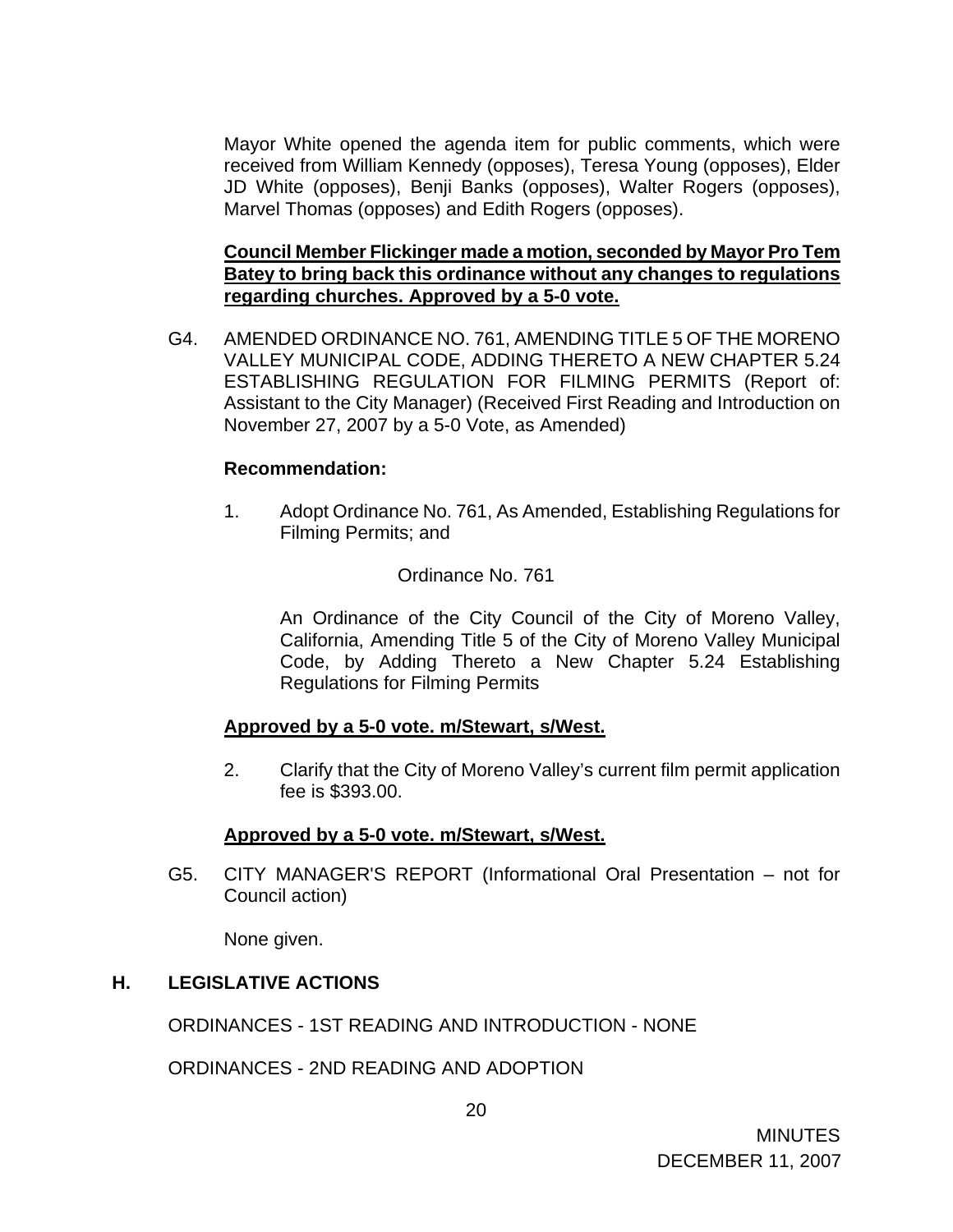Mayor White opened the agenda item for public comments, which were received from William Kennedy (opposes), Teresa Young (opposes), Elder JD White (opposes), Benji Banks (opposes), Walter Rogers (opposes), Marvel Thomas (opposes) and Edith Rogers (opposes).

**Council Member Flickinger made a motion, seconded by Mayor Pro Tem Batey to bring back this ordinance without any changes to regulations regarding churches. Approved by a 5-0 vote.**

G4. AMENDED ORDINANCE NO. 761, AMENDING TITLE 5 OF THE MORENO VALLEY MUNICIPAL CODE, ADDING THERETO A NEW CHAPTER 5.24 ESTABLISHING REGULATION FOR FILMING PERMITS (Report of: Assistant to the City Manager) (Received First Reading and Introduction on November 27, 2007 by a 5-0 Vote, as Amended)

**Recommendation:**

1. Adopt Ordinance No. 761, As Amended, Establishing Regulations for Filming Permits; and

   Ordinance No. 761

   An Ordinance of the City Council of the City of Moreno Valley, California, Amending Title 5 of the City of Moreno Valley Municipal Code, by Adding Thereto a New Chapter 5.24 Establishing Regulations for Filming Permits

**Approved by a 5-0 vote. m/Stewart, s/West.**

2. Clarify that the City of Moreno Valley's current film permit application fee is $393.00.

**Approved by a 5-0 vote. m/Stewart, s/West.**

G5. CITY MANAGER'S REPORT (Informational Oral Presentation – not for Council action)

None given.

## H. LEGISLATIVE ACTIONS

ORDINANCES - 1ST READING AND INTRODUCTION - NONE

ORDINANCES - 2ND READING AND ADOPTION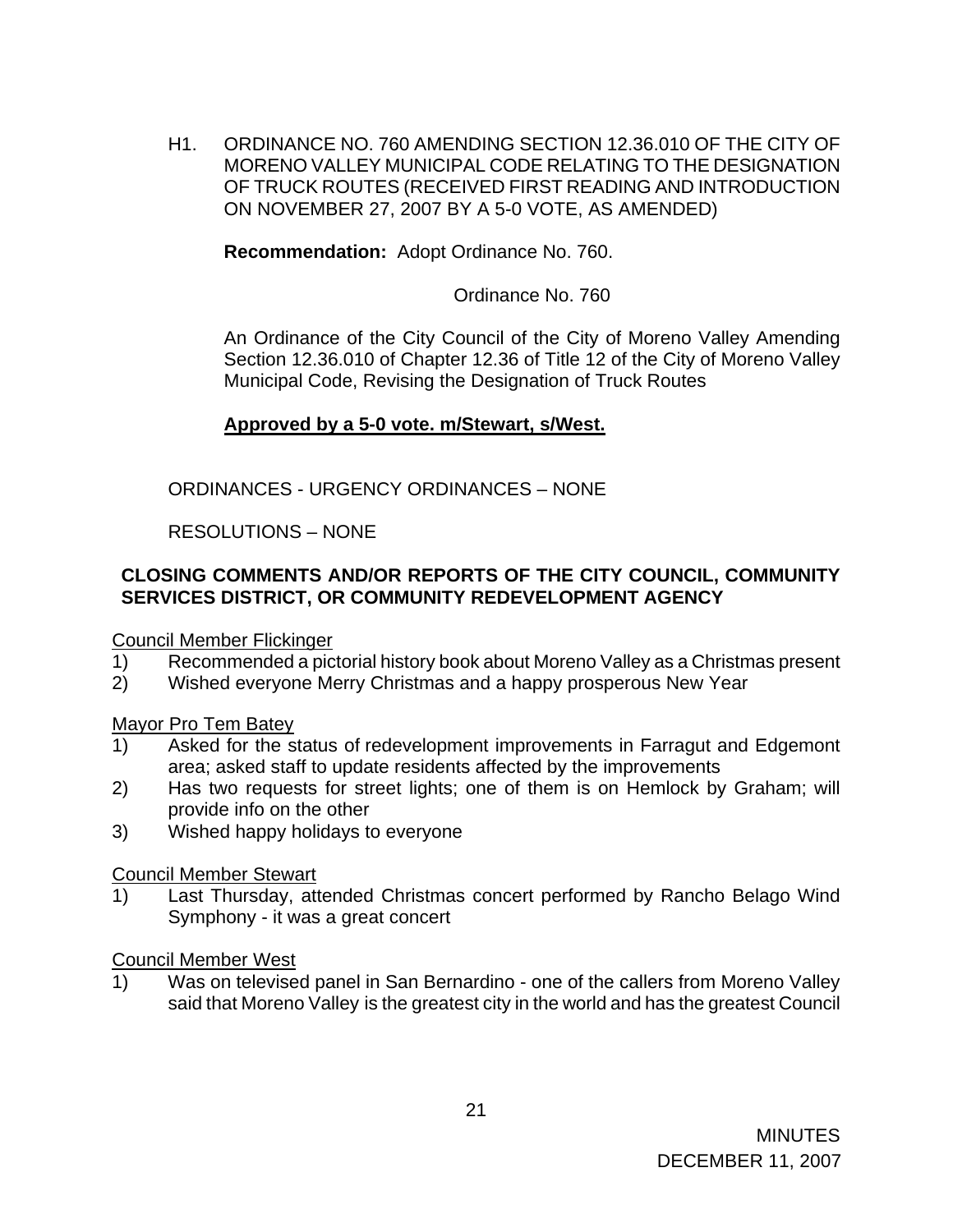H1. ORDINANCE NO. 760 AMENDING SECTION 12.36.010 OF THE CITY OF MORENO VALLEY MUNICIPAL CODE RELATING TO THE DESIGNATION OF TRUCK ROUTES (RECEIVED FIRST READING AND INTRODUCTION ON NOVEMBER 27, 2007 BY A 5-0 VOTE, AS AMENDED)

**Recommendation:** Adopt Ordinance No. 760.

Ordinance No. 760

An Ordinance of the City Council of the City of Moreno Valley Amending Section 12.36.010 of Chapter 12.36 of Title 12 of the City of Moreno Valley Municipal Code, Revising the Designation of Truck Routes

**Approved by a 5-0 vote. m/Stewart, s/West.**

ORDINANCES - URGENCY ORDINANCES – NONE

RESOLUTIONS – NONE

**CLOSING COMMENTS AND/OR REPORTS OF THE CITY COUNCIL, COMMUNITY SERVICES DISTRICT, OR COMMUNITY REDEVELOPMENT AGENCY**

Council Member Flickinger

1) Recommended a pictorial history book about Moreno Valley as a Christmas present
2) Wished everyone Merry Christmas and a happy prosperous New Year

Mayor Pro Tem Batey

1) Asked for the status of redevelopment improvements in Farragut and Edgemont area; asked staff to update residents affected by the improvements
2) Has two requests for street lights; one of them is on Hemlock by Graham; will provide info on the other
3) Wished happy holidays to everyone

Council Member Stewart

1) Last Thursday, attended Christmas concert performed by Rancho Belago Wind Symphony - it was a great concert

Council Member West

1) Was on televised panel in San Bernardino - one of the callers from Moreno Valley said that Moreno Valley is the greatest city in the world and has the greatest Council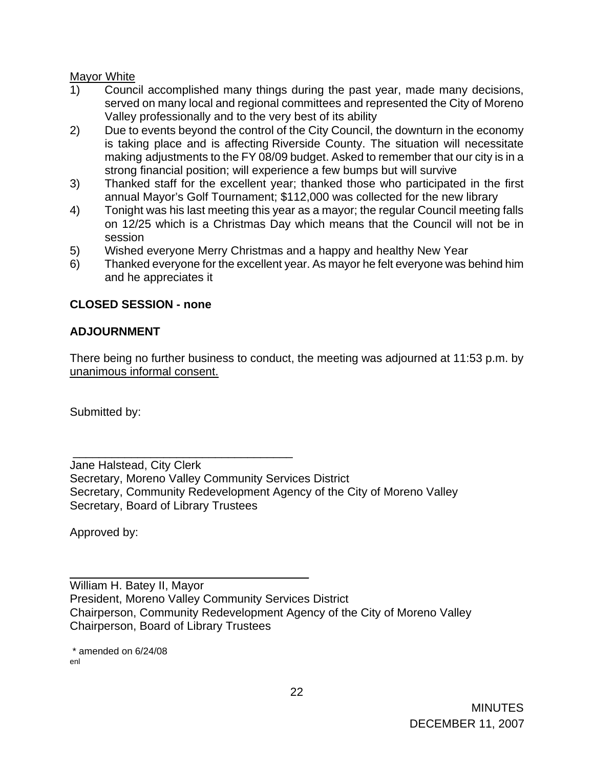Mayor White

1) Council accomplished many things during the past year, made many decisions, served on many local and regional committees and represented the City of Moreno Valley professionally and to the very best of its ability
2) Due to events beyond the control of the City Council, the downturn in the economy is taking place and is affecting Riverside County. The situation will necessitate making adjustments to the FY 08/09 budget. Asked to remember that our city is in a strong financial position; will experience a few bumps but will survive
3) Thanked staff for the excellent year; thanked those who participated in the first annual Mayor's Golf Tournament; $112,000 was collected for the new library
4) Tonight was his last meeting this year as a mayor; the regular Council meeting falls on 12/25 which is a Christmas Day which means that the Council will not be in session
5) Wished everyone Merry Christmas and a happy and healthy New Year
6) Thanked everyone for the excellent year. As mayor he felt everyone was behind him and he appreciates it

**CLOSED SESSION - none**

**ADJOURNMENT**

There being no further business to conduct, the meeting was adjourned at 11:53 p.m. by unanimous informal consent.

Submitted by:

\_\_\_\_\_\_\_\_\_\_\_\_\_\_\_\_\_\_\_\_\_\_\_\_\_\_\_\_\_\_\_\_\_\_\_\_

Jane Halstead, City Clerk
Secretary, Moreno Valley Community Services District
Secretary, Community Redevelopment Agency of the City of Moreno Valley
Secretary, Board of Library Trustees

Approved by:

\_\_\_\_\_\_\_\_\_\_\_\_\_\_\_\_\_\_\_\_\_\_\_\_\_\_\_\_\_\_\_\_\_\_\_\_

William H. Batey II, Mayor
President, Moreno Valley Community Services District
Chairperson, Community Redevelopment Agency of the City of Moreno Valley
Chairperson, Board of Library Trustees

* amended on 6/24/08
enl